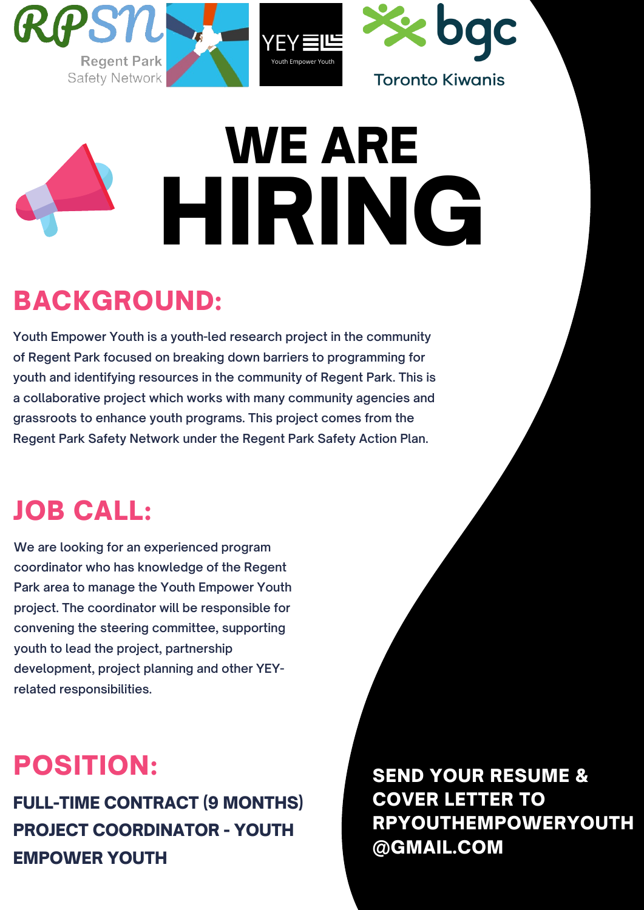RPSN Regent Park Safety Network

YEY Youth Empower Youth

bgc Toronto Kiwanis

# WE ARE HIRING

## BACKGROUND:

Youth Empower Youth is a youth-led research project in the community of Regent Park focused on breaking down barriers to programming for youth and identifying resources in the community of Regent Park. This is a collaborative project which works with many community agencies and grassroots to enhance youth programs. This project comes from the Regent Park Safety Network under the Regent Park Safety Action Plan.

## JOB CALL:

We are looking for an experienced program coordinator who has knowledge of the Regent Park area to manage the Youth Empower Youth project. The coordinator will be responsible for convening the steering committee, supporting youth to lead the project, partnership development, project planning and other YEY-related responsibilities.

## POSITION:

**FULL-TIME CONTRACT (9 MONTHS) PROJECT COORDINATOR - YOUTH EMPOWER YOUTH**

**SEND YOUR RESUME & COVER LETTER TO RPYOUTHEMPOWERYOUTH@GMAIL.COM**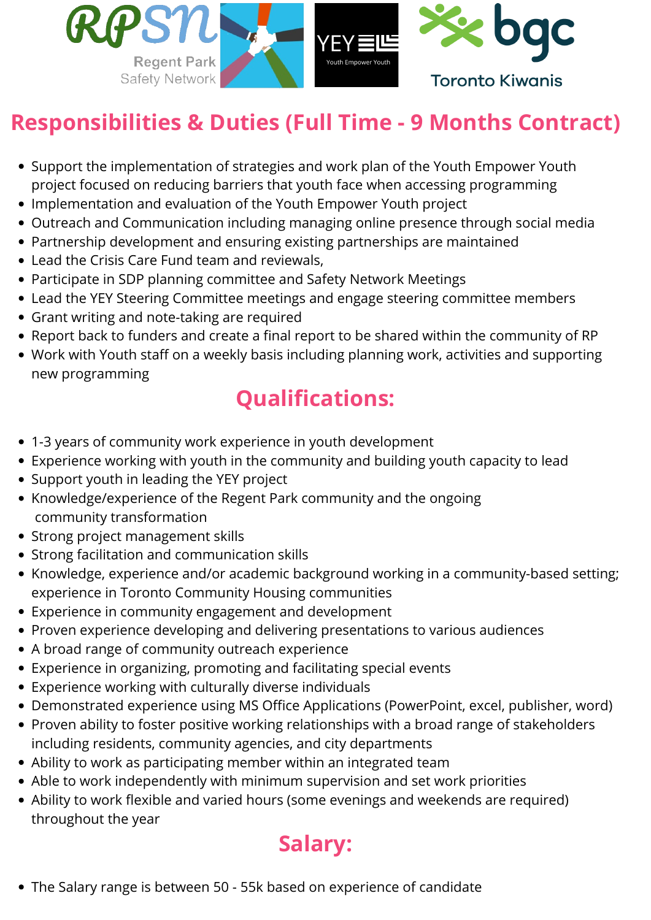## Responsibilities & Duties (Full Time - 9 Months Contract)

- Support the implementation of strategies and work plan of the Youth Empower Youth project focused on reducing barriers that youth face when accessing programming
- Implementation and evaluation of the Youth Empower Youth project
- Outreach and Communication including managing online presence through social media
- Partnership development and ensuring existing partnerships are maintained
- Lead the Crisis Care Fund team and reviewals,
- Participate in SDP planning committee and Safety Network Meetings
- Lead the YEY Steering Committee meetings and engage steering committee members
- Grant writing and note-taking are required
- Report back to funders and create a final report to be shared within the community of RP
- Work with Youth staff on a weekly basis including planning work, activities and supporting new programming

## Qualifications:

- 1-3 years of community work experience in youth development
- Experience working with youth in the community and building youth capacity to lead
- Support youth in leading the YEY project
- Knowledge/experience of the Regent Park community and the ongoing community transformation
- Strong project management skills
- Strong facilitation and communication skills
- Knowledge, experience and/or academic background working in a community-based setting; experience in Toronto Community Housing communities
- Experience in community engagement and development
- Proven experience developing and delivering presentations to various audiences
- A broad range of community outreach experience
- Experience in organizing, promoting and facilitating special events
- Experience working with culturally diverse individuals
- Demonstrated experience using MS Office Applications (PowerPoint, excel, publisher, word)
- Proven ability to foster positive working relationships with a broad range of stakeholders including residents, community agencies, and city departments
- Ability to work as participating member within an integrated team
- Able to work independently with minimum supervision and set work priorities
- Ability to work flexible and varied hours (some evenings and weekends are required) throughout the year

## Salary:

- The Salary range is between 50 - 55k based on experience of candidate